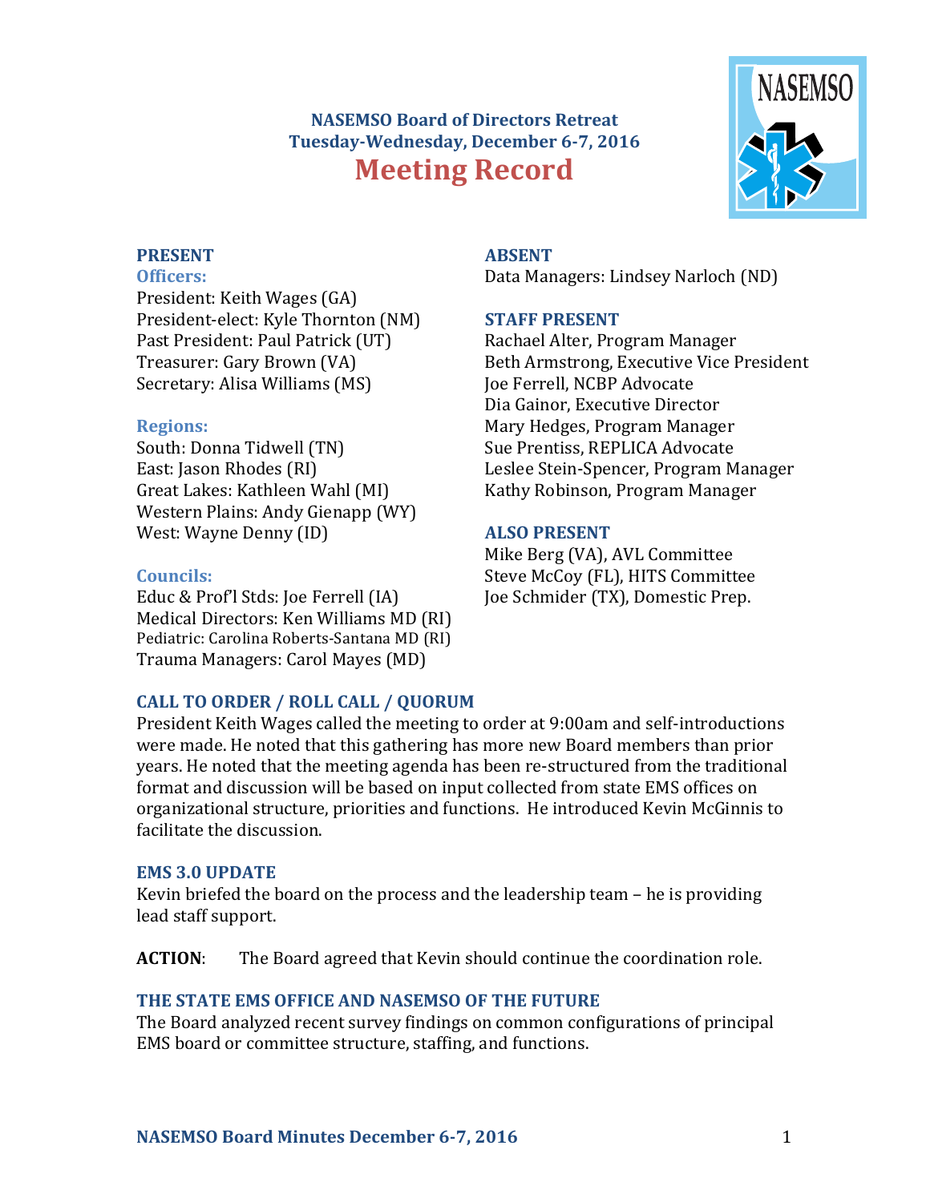**NASEMSO Board of Directors Retreat**
**Tuesday-Wednesday, December 6-7, 2016**

# Meeting Record

## PRESENT

### Officers:

President: Keith Wages (GA)
President-elect: Kyle Thornton (NM)
Past President: Paul Patrick (UT)
Treasurer: Gary Brown (VA)
Secretary: Alisa Williams (MS)

### Regions:

South: Donna Tidwell (TN)
East: Jason Rhodes (RI)
Great Lakes: Kathleen Wahl (MI)
Western Plains: Andy Gienapp (WY)
West: Wayne Denny (ID)

### Councils:

Educ & Prof'l Stds: Joe Ferrell (IA)
Medical Directors: Ken Williams MD (RI)
Pediatric: Carolina Roberts-Santana MD (RI)
Trauma Managers: Carol Mayes (MD)

## ABSENT

Data Managers: Lindsey Narloch (ND)

## STAFF PRESENT

Rachael Alter, Program Manager
Beth Armstrong, Executive Vice President
Joe Ferrell, NCBP Advocate
Dia Gainor, Executive Director
Mary Hedges, Program Manager
Sue Prentiss, REPLICA Advocate
Leslee Stein-Spencer, Program Manager
Kathy Robinson, Program Manager

## ALSO PRESENT

Mike Berg (VA), AVL Committee
Steve McCoy (FL), HITS Committee
Joe Schmider (TX), Domestic Prep.

## CALL TO ORDER / ROLL CALL / QUORUM

President Keith Wages called the meeting to order at 9:00am and self-introductions were made. He noted that this gathering has more new Board members than prior years. He noted that the meeting agenda has been re-structured from the traditional format and discussion will be based on input collected from state EMS offices on organizational structure, priorities and functions. He introduced Kevin McGinnis to facilitate the discussion.

## EMS 3.0 UPDATE

Kevin briefed the board on the process and the leadership team – he is providing lead staff support.

**ACTION**: The Board agreed that Kevin should continue the coordination role.

## THE STATE EMS OFFICE AND NASEMSO OF THE FUTURE

The Board analyzed recent survey findings on common configurations of principal EMS board or committee structure, staffing, and functions.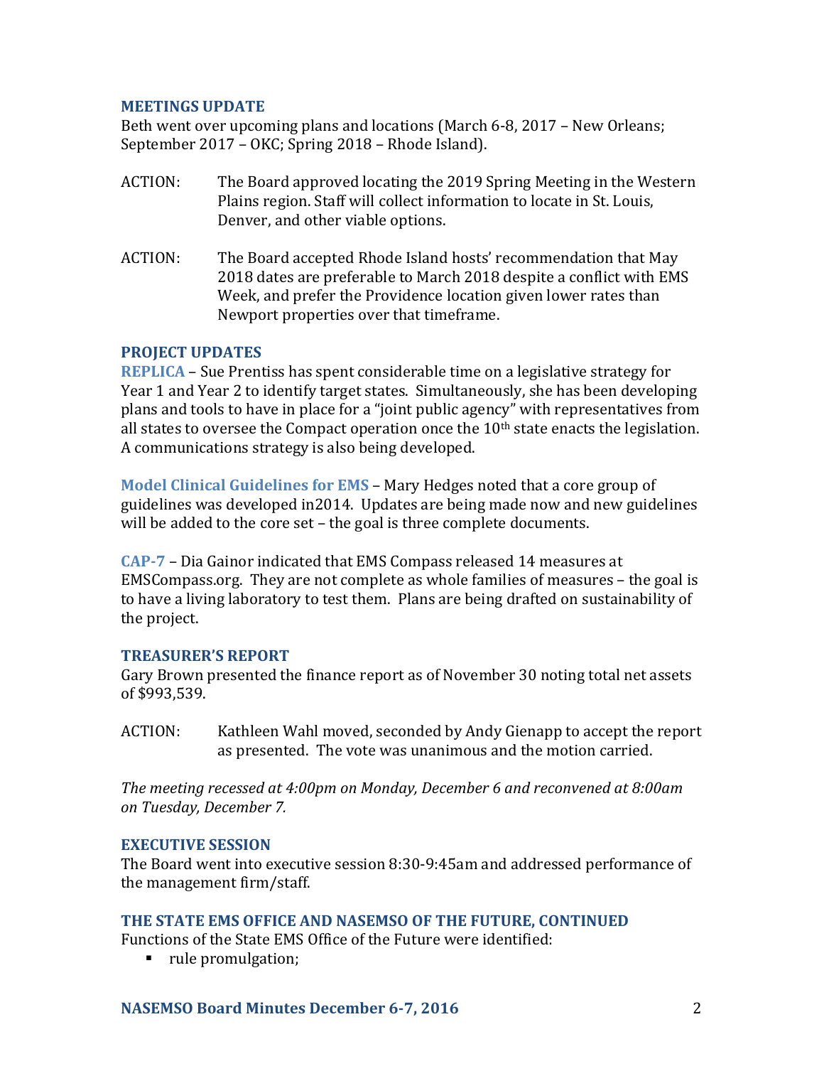## MEETINGS UPDATE

Beth went over upcoming plans and locations (March 6-8, 2017 – New Orleans; September 2017 – OKC; Spring 2018 – Rhode Island).

ACTION: The Board approved locating the 2019 Spring Meeting in the Western Plains region. Staff will collect information to locate in St. Louis, Denver, and other viable options.

ACTION: The Board accepted Rhode Island hosts' recommendation that May 2018 dates are preferable to March 2018 despite a conflict with EMS Week, and prefer the Providence location given lower rates than Newport properties over that timeframe.

## PROJECT UPDATES

**REPLICA** – Sue Prentiss has spent considerable time on a legislative strategy for Year 1 and Year 2 to identify target states. Simultaneously, she has been developing plans and tools to have in place for a "joint public agency" with representatives from all states to oversee the Compact operation once the 10th state enacts the legislation. A communications strategy is also being developed.

**Model Clinical Guidelines for EMS** – Mary Hedges noted that a core group of guidelines was developed in2014. Updates are being made now and new guidelines will be added to the core set – the goal is three complete documents.

**CAP-7** – Dia Gainor indicated that EMS Compass released 14 measures at EMSCompass.org. They are not complete as whole families of measures – the goal is to have a living laboratory to test them. Plans are being drafted on sustainability of the project.

## TREASURER'S REPORT

Gary Brown presented the finance report as of November 30 noting total net assets of $993,539.

ACTION: Kathleen Wahl moved, seconded by Andy Gienapp to accept the report as presented. The vote was unanimous and the motion carried.

*The meeting recessed at 4:00pm on Monday, December 6 and reconvened at 8:00am on Tuesday, December 7.*

## EXECUTIVE SESSION

The Board went into executive session 8:30-9:45am and addressed performance of the management firm/staff.

## THE STATE EMS OFFICE AND NASEMSO OF THE FUTURE, CONTINUED

Functions of the State EMS Office of the Future were identified:

- rule promulgation;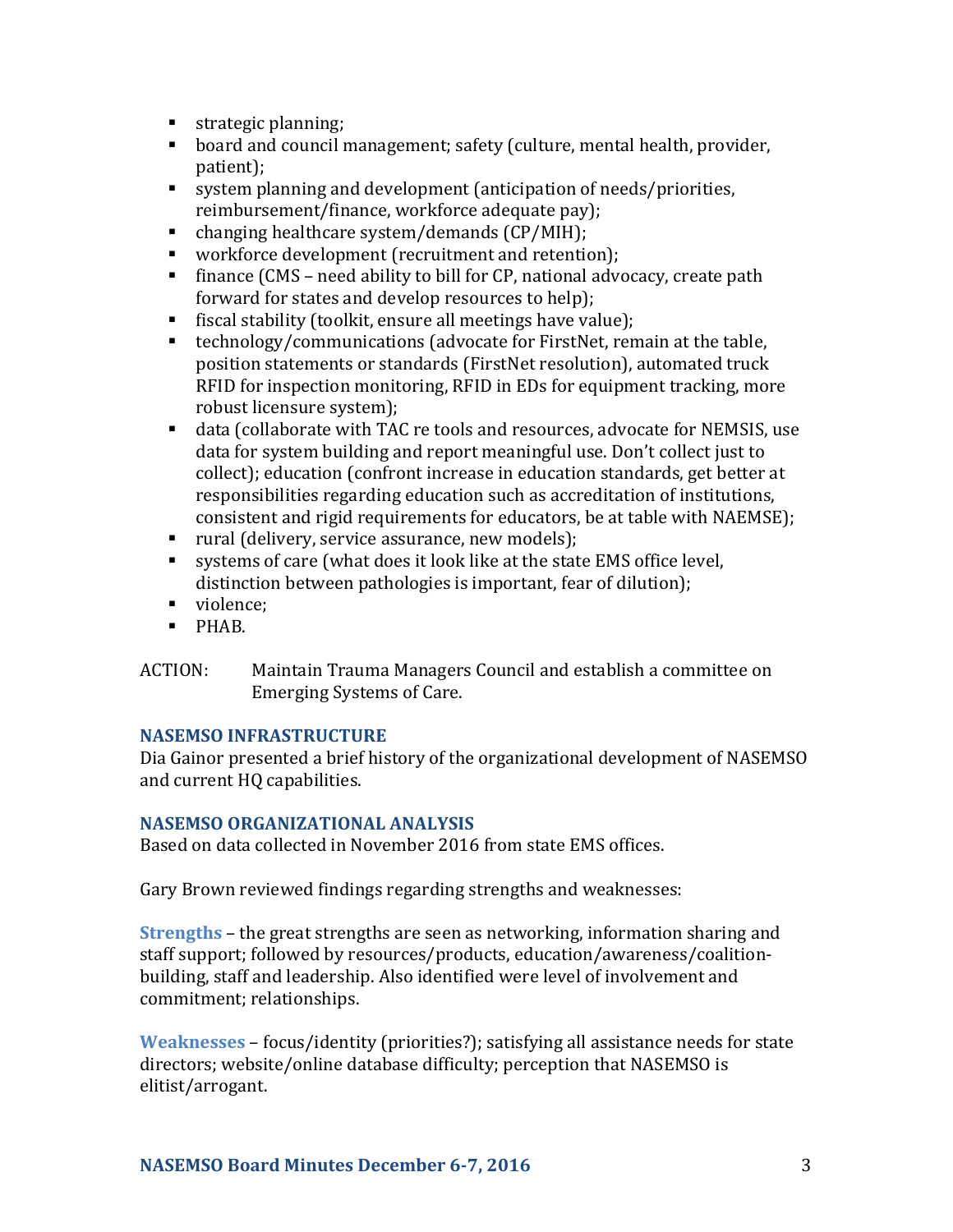- strategic planning;
- board and council management; safety (culture, mental health, provider, patient);
- system planning and development (anticipation of needs/priorities, reimbursement/finance, workforce adequate pay);
- changing healthcare system/demands (CP/MIH);
- workforce development (recruitment and retention);
- finance (CMS – need ability to bill for CP, national advocacy, create path forward for states and develop resources to help);
- fiscal stability (toolkit, ensure all meetings have value);
- technology/communications (advocate for FirstNet, remain at the table, position statements or standards (FirstNet resolution), automated truck RFID for inspection monitoring, RFID in EDs for equipment tracking, more robust licensure system);
- data (collaborate with TAC re tools and resources, advocate for NEMSIS, use data for system building and report meaningful use. Don't collect just to collect); education (confront increase in education standards, get better at responsibilities regarding education such as accreditation of institutions, consistent and rigid requirements for educators, be at table with NAEMSE);
- rural (delivery, service assurance, new models);
- systems of care (what does it look like at the state EMS office level, distinction between pathologies is important, fear of dilution);
- violence;
- PHAB.

ACTION: Maintain Trauma Managers Council and establish a committee on Emerging Systems of Care.

### NASEMSO INFRASTRUCTURE

Dia Gainor presented a brief history of the organizational development of NASEMSO and current HQ capabilities.

### NASEMSO ORGANIZATIONAL ANALYSIS

Based on data collected in November 2016 from state EMS offices.

Gary Brown reviewed findings regarding strengths and weaknesses:

**Strengths** – the great strengths are seen as networking, information sharing and staff support; followed by resources/products, education/awareness/coalition-building, staff and leadership. Also identified were level of involvement and commitment; relationships.

**Weaknesses** – focus/identity (priorities?); satisfying all assistance needs for state directors; website/online database difficulty; perception that NASEMSO is elitist/arrogant.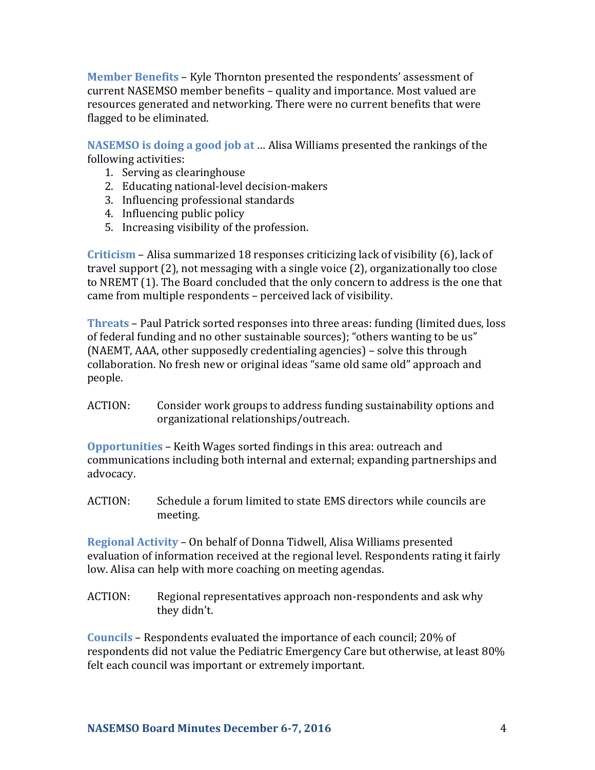**Member Benefits** – Kyle Thornton presented the respondents' assessment of current NASEMSO member benefits – quality and importance. Most valued are resources generated and networking. There were no current benefits that were flagged to be eliminated.

**NASEMSO is doing a good job at** … Alisa Williams presented the rankings of the following activities:

1. Serving as clearinghouse
2. Educating national-level decision-makers
3. Influencing professional standards
4. Influencing public policy
5. Increasing visibility of the profession.

**Criticism** – Alisa summarized 18 responses criticizing lack of visibility (6), lack of travel support (2), not messaging with a single voice (2), organizationally too close to NREMT (1). The Board concluded that the only concern to address is the one that came from multiple respondents – perceived lack of visibility.

**Threats** – Paul Patrick sorted responses into three areas: funding (limited dues, loss of federal funding and no other sustainable sources); "others wanting to be us" (NAEMT, AAA, other supposedly credentialing agencies) – solve this through collaboration. No fresh new or original ideas "same old same old" approach and people.

ACTION: Consider work groups to address funding sustainability options and organizational relationships/outreach.

**Opportunities** – Keith Wages sorted findings in this area: outreach and communications including both internal and external; expanding partnerships and advocacy.

ACTION: Schedule a forum limited to state EMS directors while councils are meeting.

**Regional Activity** – On behalf of Donna Tidwell, Alisa Williams presented evaluation of information received at the regional level. Respondents rating it fairly low. Alisa can help with more coaching on meeting agendas.

ACTION: Regional representatives approach non-respondents and ask why they didn't.

**Councils** – Respondents evaluated the importance of each council; 20% of respondents did not value the Pediatric Emergency Care but otherwise, at least 80% felt each council was important or extremely important.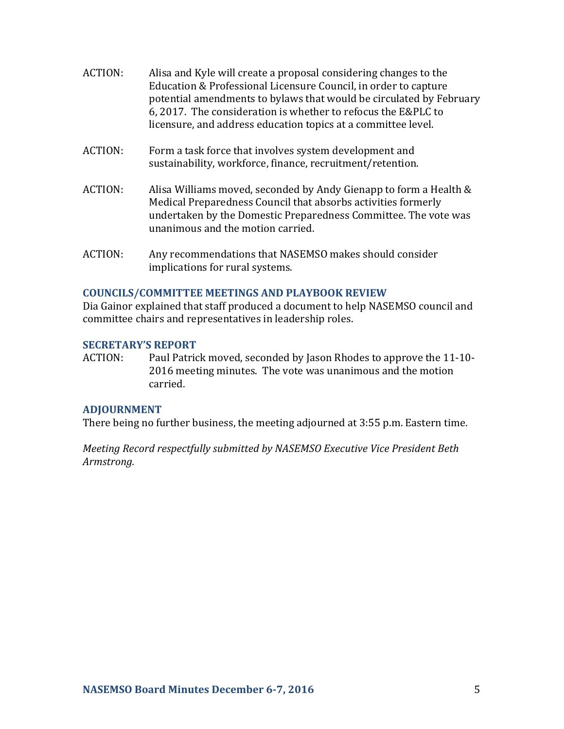ACTION: Alisa and Kyle will create a proposal considering changes to the Education & Professional Licensure Council, in order to capture potential amendments to bylaws that would be circulated by February 6, 2017. The consideration is whether to refocus the E&PLC to licensure, and address education topics at a committee level.

ACTION: Form a task force that involves system development and sustainability, workforce, finance, recruitment/retention.

ACTION: Alisa Williams moved, seconded by Andy Gienapp to form a Health & Medical Preparedness Council that absorbs activities formerly undertaken by the Domestic Preparedness Committee. The vote was unanimous and the motion carried.

ACTION: Any recommendations that NASEMSO makes should consider implications for rural systems.

### COUNCILS/COMMITTEE MEETINGS AND PLAYBOOK REVIEW

Dia Gainor explained that staff produced a document to help NASEMSO council and committee chairs and representatives in leadership roles.

### SECRETARY'S REPORT

ACTION: Paul Patrick moved, seconded by Jason Rhodes to approve the 11-10-2016 meeting minutes. The vote was unanimous and the motion carried.

### ADJOURNMENT

There being no further business, the meeting adjourned at 3:55 p.m. Eastern time.

*Meeting Record respectfully submitted by NASEMSO Executive Vice President Beth Armstrong.*